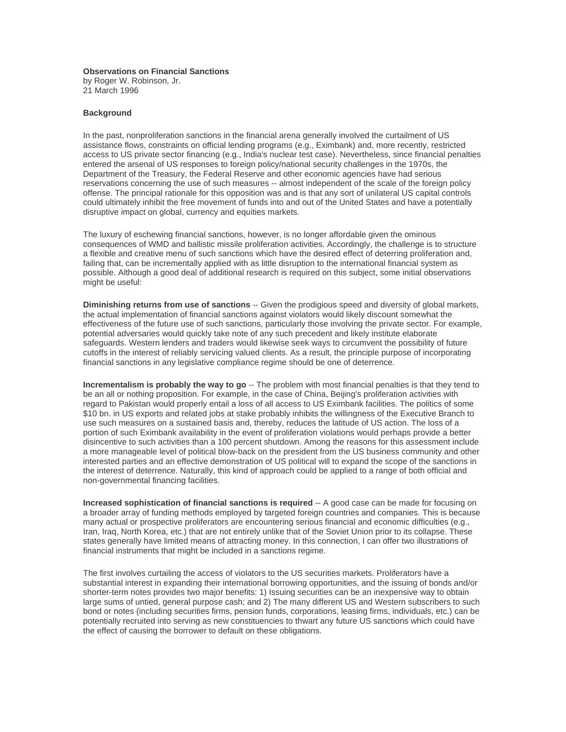**Observations on Financial Sanctions**
by Roger W. Robinson, Jr.
21 March 1996

**Background**

In the past, nonproliferation sanctions in the financial arena generally involved the curtailment of US assistance flows, constraints on official lending programs (e.g., Eximbank) and, more recently, restricted access to US private sector financing (e.g., India's nuclear test case). Nevertheless, since financial penalties entered the arsenal of US responses to foreign policy/national security challenges in the 1970s, the Department of the Treasury, the Federal Reserve and other economic agencies have had serious reservations concerning the use of such measures -- almost independent of the scale of the foreign policy offense. The principal rationale for this opposition was and is that any sort of unilateral US capital controls could ultimately inhibit the free movement of funds into and out of the United States and have a potentially disruptive impact on global, currency and equities markets.

The luxury of eschewing financial sanctions, however, is no longer affordable given the ominous consequences of WMD and ballistic missile proliferation activities. Accordingly, the challenge is to structure a flexible and creative menu of such sanctions which have the desired effect of deterring proliferation and, failing that, can be incrementally applied with as little disruption to the international financial system as possible. Although a good deal of additional research is required on this subject, some initial observations might be useful:

**Diminishing returns from use of sanctions** -- Given the prodigious speed and diversity of global markets, the actual implementation of financial sanctions against violators would likely discount somewhat the effectiveness of the future use of such sanctions, particularly those involving the private sector. For example, potential adversaries would quickly take note of any such precedent and likely institute elaborate safeguards. Western lenders and traders would likewise seek ways to circumvent the possibility of future cutoffs in the interest of reliably servicing valued clients. As a result, the principle purpose of incorporating financial sanctions in any legislative compliance regime should be one of deterrence.

**Incrementalism is probably the way to go** -- The problem with most financial penalties is that they tend to be an all or nothing proposition. For example, in the case of China, Beijing's proliferation activities with regard to Pakistan would properly entail a loss of all access to US Eximbank facilities. The politics of some $10 bn. in US exports and related jobs at stake probably inhibits the willingness of the Executive Branch to use such measures on a sustained basis and, thereby, reduces the latitude of US action. The loss of a portion of such Eximbank availability in the event of proliferation violations would perhaps provide a better disincentive to such activities than a 100 percent shutdown. Among the reasons for this assessment include a more manageable level of political blow-back on the president from the US business community and other interested parties and an effective demonstration of US political will to expand the scope of the sanctions in the interest of deterrence. Naturally, this kind of approach could be applied to a range of both official and non-governmental financing facilities.

**Increased sophistication of financial sanctions is required** -- A good case can be made for focusing on a broader array of funding methods employed by targeted foreign countries and companies. This is because many actual or prospective proliferators are encountering serious financial and economic difficulties (e.g., Iran, Iraq, North Korea, etc.) that are not entirely unlike that of the Soviet Union prior to its collapse. These states generally have limited means of attracting money. In this connection, I can offer two illustrations of financial instruments that might be included in a sanctions regime.

The first involves curtailing the access of violators to the US securities markets. Proliferators have a substantial interest in expanding their international borrowing opportunities, and the issuing of bonds and/or shorter-term notes provides two major benefits: 1) Issuing securities can be an inexpensive way to obtain large sums of untied, general purpose cash; and 2) The many different US and Western subscribers to such bond or notes (including securities firms, pension funds, corporations, leasing firms, individuals, etc.) can be potentially recruited into serving as new constituencies to thwart any future US sanctions which could have the effect of causing the borrower to default on these obligations.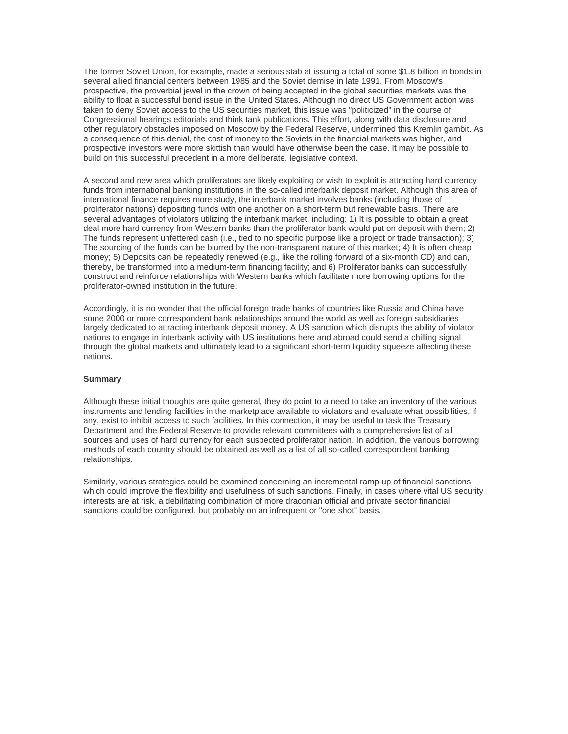The former Soviet Union, for example, made a serious stab at issuing a total of some $1.8 billion in bonds in several allied financial centers between 1985 and the Soviet demise in late 1991. From Moscow's prospective, the proverbial jewel in the crown of being accepted in the global securities markets was the ability to float a successful bond issue in the United States. Although no direct US Government action was taken to deny Soviet access to the US securities market, this issue was "politicized" in the course of Congressional hearings editorials and think tank publications. This effort, along with data disclosure and other regulatory obstacles imposed on Moscow by the Federal Reserve, undermined this Kremlin gambit. As a consequence of this denial, the cost of money to the Soviets in the financial markets was higher, and prospective investors were more skittish than would have otherwise been the case. It may be possible to build on this successful precedent in a more deliberate, legislative context.

A second and new area which proliferators are likely exploiting or wish to exploit is attracting hard currency funds from international banking institutions in the so-called interbank deposit market. Although this area of international finance requires more study, the interbank market involves banks (including those of proliferator nations) depositing funds with one another on a short-term but renewable basis. There are several advantages of violators utilizing the interbank market, including: 1) It is possible to obtain a great deal more hard currency from Western banks than the proliferator bank would put on deposit with them; 2) The funds represent unfettered cash (i.e., tied to no specific purpose like a project or trade transaction); 3) The sourcing of the funds can be blurred by the non-transparent nature of this market; 4) It is often cheap money; 5) Deposits can be repeatedly renewed (e.g., like the rolling forward of a six-month CD) and can, thereby, be transformed into a medium-term financing facility; and 6) Proliferator banks can successfully construct and reinforce relationships with Western banks which facilitate more borrowing options for the proliferator-owned institution in the future.

Accordingly, it is no wonder that the official foreign trade banks of countries like Russia and China have some 2000 or more correspondent bank relationships around the world as well as foreign subsidiaries largely dedicated to attracting interbank deposit money. A US sanction which disrupts the ability of violator nations to engage in interbank activity with US institutions here and abroad could send a chilling signal through the global markets and ultimately lead to a significant short-term liquidity squeeze affecting these nations.

**Summary**

Although these initial thoughts are quite general, they do point to a need to take an inventory of the various instruments and lending facilities in the marketplace available to violators and evaluate what possibilities, if any, exist to inhibit access to such facilities. In this connection, it may be useful to task the Treasury Department and the Federal Reserve to provide relevant committees with a comprehensive list of all sources and uses of hard currency for each suspected proliferator nation. In addition, the various borrowing methods of each country should be obtained as well as a list of all so-called correspondent banking relationships.

Similarly, various strategies could be examined concerning an incremental ramp-up of financial sanctions which could improve the flexibility and usefulness of such sanctions. Finally, in cases where vital US security interests are at risk, a debilitating combination of more draconian official and private sector financial sanctions could be configured, but probably on an infrequent or "one shot" basis.